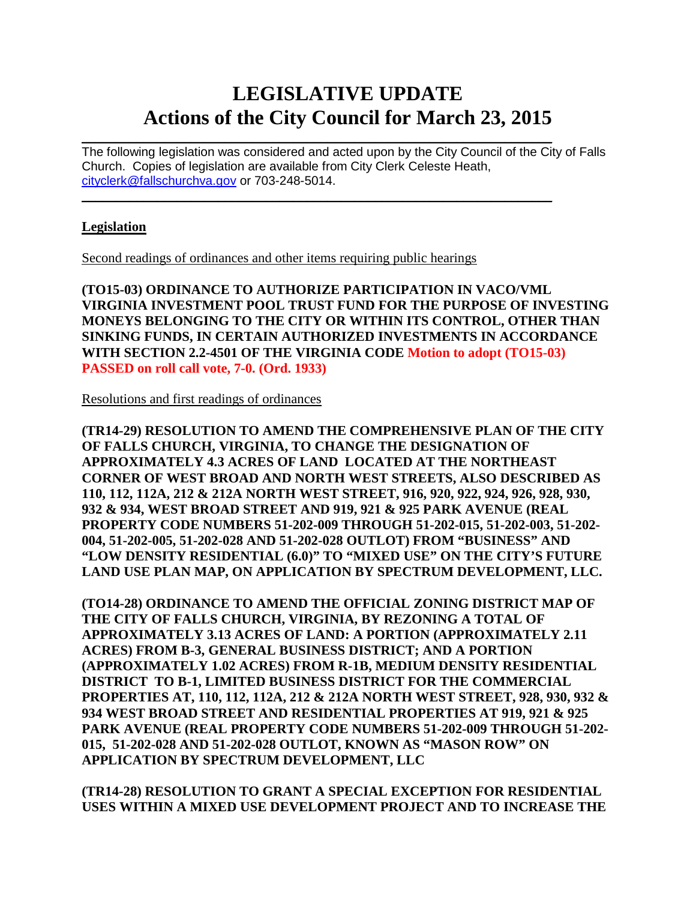# LEGISLATIVE UPDATE
# Actions of the City Council for March 23, 2015

---

The following legislation was considered and acted upon by the City Council of the City of Falls Church. Copies of legislation are available from City Clerk Celeste Heath, cityclerk@fallschurchva.gov or 703-248-5014.

---

**Legislation**

Second readings of ordinances and other items requiring public hearings

**(TO15-03) ORDINANCE TO AUTHORIZE PARTICIPATION IN VACO/VML VIRGINIA INVESTMENT POOL TRUST FUND FOR THE PURPOSE OF INVESTING MONEYS BELONGING TO THE CITY OR WITHIN ITS CONTROL, OTHER THAN SINKING FUNDS, IN CERTAIN AUTHORIZED INVESTMENTS IN ACCORDANCE WITH SECTION 2.2-4501 OF THE VIRGINIA CODE Motion to adopt (TO15-03) PASSED on roll call vote, 7-0. (Ord. 1933)**

Resolutions and first readings of ordinances

**(TR14-29) RESOLUTION TO AMEND THE COMPREHENSIVE PLAN OF THE CITY OF FALLS CHURCH, VIRGINIA, TO CHANGE THE DESIGNATION OF APPROXIMATELY 4.3 ACRES OF LAND LOCATED AT THE NORTHEAST CORNER OF WEST BROAD AND NORTH WEST STREETS, ALSO DESCRIBED AS 110, 112, 112A, 212 & 212A NORTH WEST STREET, 916, 920, 922, 924, 926, 928, 930, 932 & 934, WEST BROAD STREET AND 919, 921 & 925 PARK AVENUE (REAL PROPERTY CODE NUMBERS 51-202-009 THROUGH 51-202-015, 51-202-003, 51-202-004, 51-202-005, 51-202-028 AND 51-202-028 OUTLOT) FROM "BUSINESS" AND "LOW DENSITY RESIDENTIAL (6.0)" TO "MIXED USE" ON THE CITY'S FUTURE LAND USE PLAN MAP, ON APPLICATION BY SPECTRUM DEVELOPMENT, LLC.**

**(TO14-28) ORDINANCE TO AMEND THE OFFICIAL ZONING DISTRICT MAP OF THE CITY OF FALLS CHURCH, VIRGINIA, BY REZONING A TOTAL OF APPROXIMATELY 3.13 ACRES OF LAND: A PORTION (APPROXIMATELY 2.11 ACRES) FROM B-3, GENERAL BUSINESS DISTRICT; AND A PORTION (APPROXIMATELY 1.02 ACRES) FROM R-1B, MEDIUM DENSITY RESIDENTIAL DISTRICT TO B-1, LIMITED BUSINESS DISTRICT FOR THE COMMERCIAL PROPERTIES AT, 110, 112, 112A, 212 & 212A NORTH WEST STREET, 928, 930, 932 & 934 WEST BROAD STREET AND RESIDENTIAL PROPERTIES AT 919, 921 & 925 PARK AVENUE (REAL PROPERTY CODE NUMBERS 51-202-009 THROUGH 51-202-015, 51-202-028 AND 51-202-028 OUTLOT, KNOWN AS "MASON ROW" ON APPLICATION BY SPECTRUM DEVELOPMENT, LLC**

**(TR14-28) RESOLUTION TO GRANT A SPECIAL EXCEPTION FOR RESIDENTIAL USES WITHIN A MIXED USE DEVELOPMENT PROJECT AND TO INCREASE THE**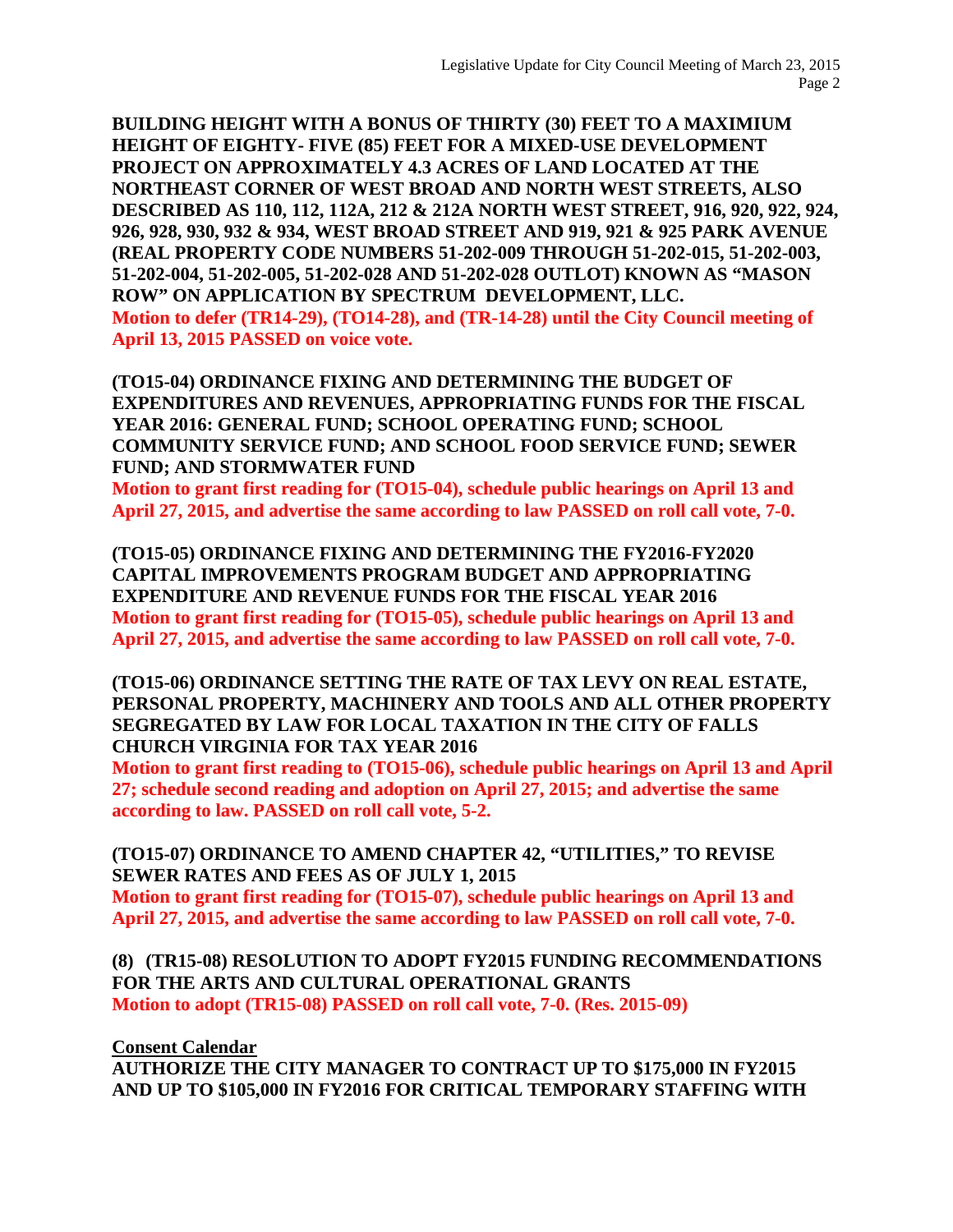**BUILDING HEIGHT WITH A BONUS OF THIRTY (30) FEET TO A MAXIMIUM HEIGHT OF EIGHTY- FIVE (85) FEET FOR A MIXED-USE DEVELOPMENT PROJECT ON APPROXIMATELY 4.3 ACRES OF LAND LOCATED AT THE NORTHEAST CORNER OF WEST BROAD AND NORTH WEST STREETS, ALSO DESCRIBED AS 110, 112, 112A, 212 & 212A NORTH WEST STREET, 916, 920, 922, 924, 926, 928, 930, 932 & 934, WEST BROAD STREET AND 919, 921 & 925 PARK AVENUE (REAL PROPERTY CODE NUMBERS 51-202-009 THROUGH 51-202-015, 51-202-003, 51-202-004, 51-202-005, 51-202-028 AND 51-202-028 OUTLOT) KNOWN AS "MASON ROW" ON APPLICATION BY SPECTRUM DEVELOPMENT, LLC.**
**Motion to defer (TR14-29), (TO14-28), and (TR-14-28) until the City Council meeting of April 13, 2015 PASSED on voice vote.**

**(TO15-04) ORDINANCE FIXING AND DETERMINING THE BUDGET OF EXPENDITURES AND REVENUES, APPROPRIATING FUNDS FOR THE FISCAL YEAR 2016: GENERAL FUND; SCHOOL OPERATING FUND; SCHOOL COMMUNITY SERVICE FUND; AND SCHOOL FOOD SERVICE FUND; SEWER FUND; AND STORMWATER FUND**
**Motion to grant first reading for (TO15-04), schedule public hearings on April 13 and April 27, 2015, and advertise the same according to law PASSED on roll call vote, 7-0.**

**(TO15-05) ORDINANCE FIXING AND DETERMINING THE FY2016-FY2020 CAPITAL IMPROVEMENTS PROGRAM BUDGET AND APPROPRIATING EXPENDITURE AND REVENUE FUNDS FOR THE FISCAL YEAR 2016**
**Motion to grant first reading for (TO15-05), schedule public hearings on April 13 and April 27, 2015, and advertise the same according to law PASSED on roll call vote, 7-0.**

**(TO15-06) ORDINANCE SETTING THE RATE OF TAX LEVY ON REAL ESTATE, PERSONAL PROPERTY, MACHINERY AND TOOLS AND ALL OTHER PROPERTY SEGREGATED BY LAW FOR LOCAL TAXATION IN THE CITY OF FALLS CHURCH VIRGINIA FOR TAX YEAR 2016**
**Motion to grant first reading to (TO15-06), schedule public hearings on April 13 and April 27; schedule second reading and adoption on April 27, 2015; and advertise the same according to law. PASSED on roll call vote, 5-2.**

**(TO15-07) ORDINANCE TO AMEND CHAPTER 42, "UTILITIES," TO REVISE SEWER RATES AND FEES AS OF JULY 1, 2015**
**Motion to grant first reading for (TO15-07), schedule public hearings on April 13 and April 27, 2015, and advertise the same according to law PASSED on roll call vote, 7-0.**

**(8) (TR15-08) RESOLUTION TO ADOPT FY2015 FUNDING RECOMMENDATIONS FOR THE ARTS AND CULTURAL OPERATIONAL GRANTS**
**Motion to adopt (TR15-08) PASSED on roll call vote, 7-0. (Res. 2015-09)**

**Consent Calendar**
**AUTHORIZE THE CITY MANAGER TO CONTRACT UP TO $175,000 IN FY2015 AND UP TO $105,000 IN FY2016 FOR CRITICAL TEMPORARY STAFFING WITH**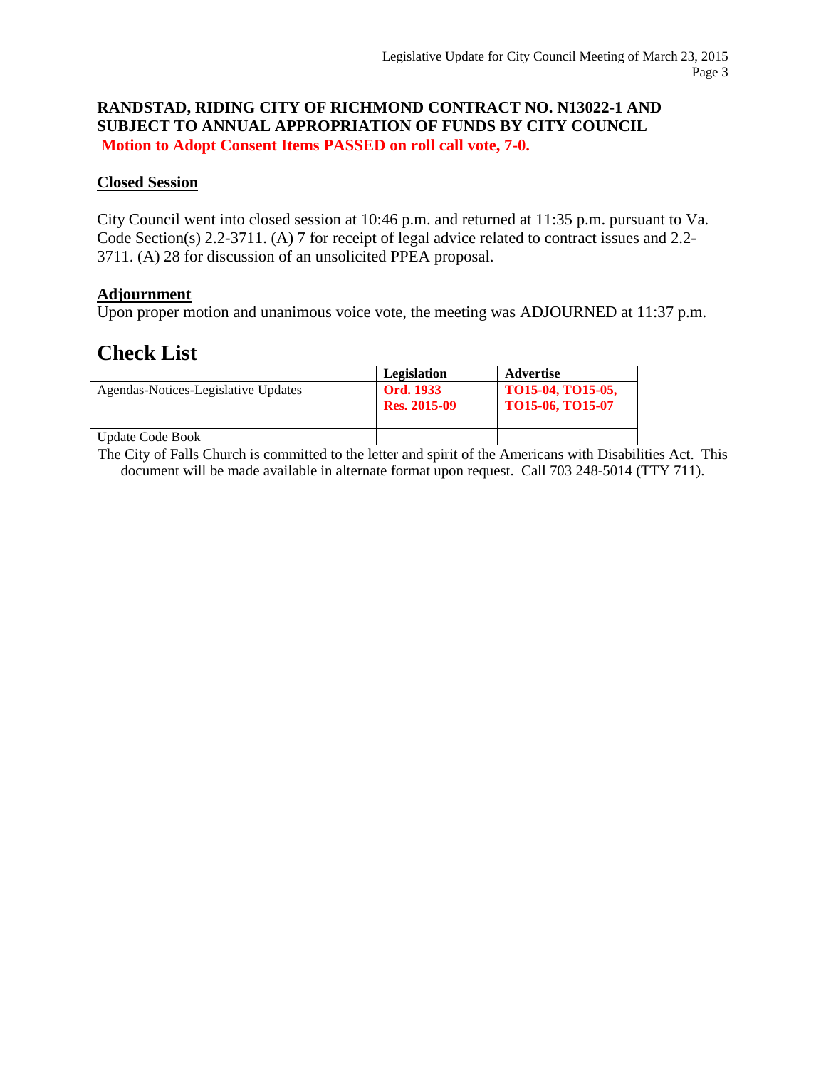**RANDSTAD, RIDING CITY OF RICHMOND CONTRACT NO. N13022-1 AND SUBJECT TO ANNUAL APPROPRIATION OF FUNDS BY CITY COUNCIL**
**Motion to Adopt Consent Items PASSED on roll call vote, 7-0.**

## Closed Session

City Council went into closed session at 10:46 p.m. and returned at 11:35 p.m. pursuant to Va. Code Section(s) 2.2-3711. (A) 7 for receipt of legal advice related to contract issues and 2.2-3711. (A) 28 for discussion of an unsolicited PPEA proposal.

## Adjournment

Upon proper motion and unanimous voice vote, the meeting was ADJOURNED at 11:37 p.m.

# Check List

| | Legislation | Advertise |
|---|---|---|
| Agendas-Notices-Legislative Updates | **Ord. 1933** **Res. 2015-09** | **TO15-04, TO15-05, TO15-06, TO15-07** |
| Update Code Book | | |

The City of Falls Church is committed to the letter and spirit of the Americans with Disabilities Act. This document will be made available in alternate format upon request. Call 703 248-5014 (TTY 711).